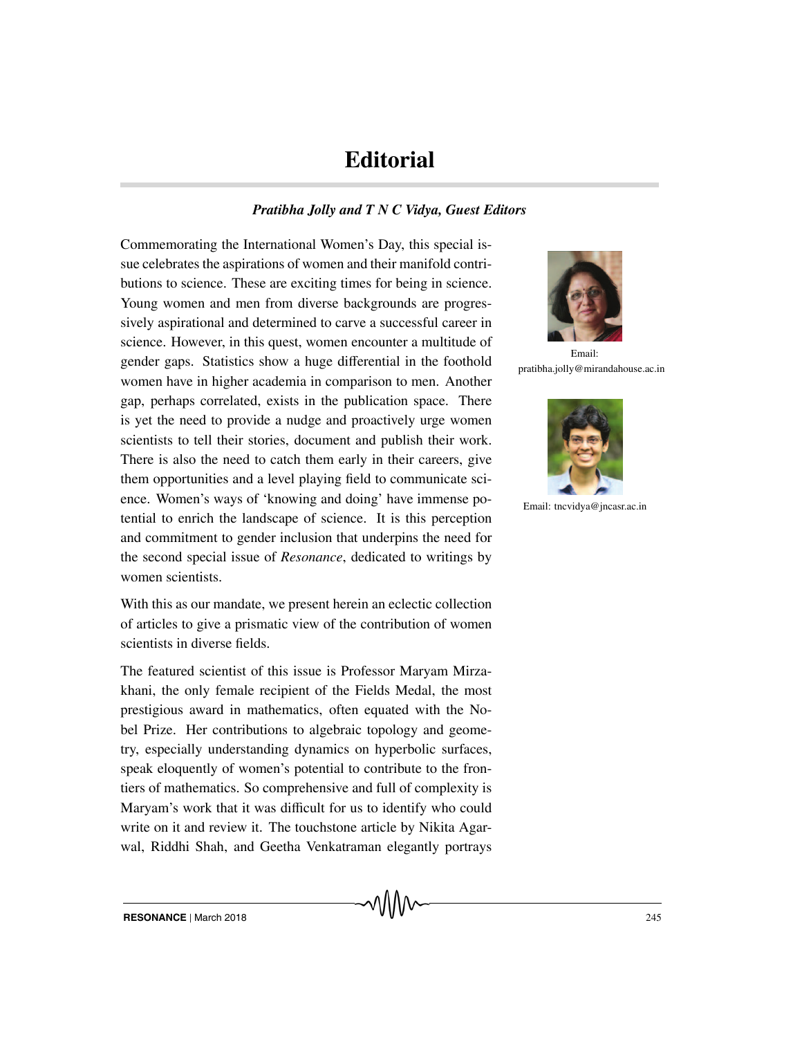# Editorial

***Pratibha Jolly and T N C Vidya, Guest Editors***

Email: pratibha.jolly@mirandahouse.ac.in

Email: tncvidya@jncasr.ac.in

Commemorating the International Women's Day, this special issue celebrates the aspirations of women and their manifold contributions to science. These are exciting times for being in science. Young women and men from diverse backgrounds are progressively aspirational and determined to carve a successful career in science. However, in this quest, women encounter a multitude of gender gaps. Statistics show a huge differential in the foothold women have in higher academia in comparison to men. Another gap, perhaps correlated, exists in the publication space. There is yet the need to provide a nudge and proactively urge women scientists to tell their stories, document and publish their work. There is also the need to catch them early in their careers, give them opportunities and a level playing field to communicate science. Women's ways of 'knowing and doing' have immense potential to enrich the landscape of science. It is this perception and commitment to gender inclusion that underpins the need for the second special issue of *Resonance*, dedicated to writings by women scientists.

With this as our mandate, we present herein an eclectic collection of articles to give a prismatic view of the contribution of women scientists in diverse fields.

The featured scientist of this issue is Professor Maryam Mirzakhani, the only female recipient of the Fields Medal, the most prestigious award in mathematics, often equated with the Nobel Prize. Her contributions to algebraic topology and geometry, especially understanding dynamics on hyperbolic surfaces, speak eloquently of women's potential to contribute to the frontiers of mathematics. So comprehensive and full of complexity is Maryam's work that it was difficult for us to identify who could write on it and review it. The touchstone article by Nikita Agarwal, Riddhi Shah, and Geetha Venkatraman elegantly portrays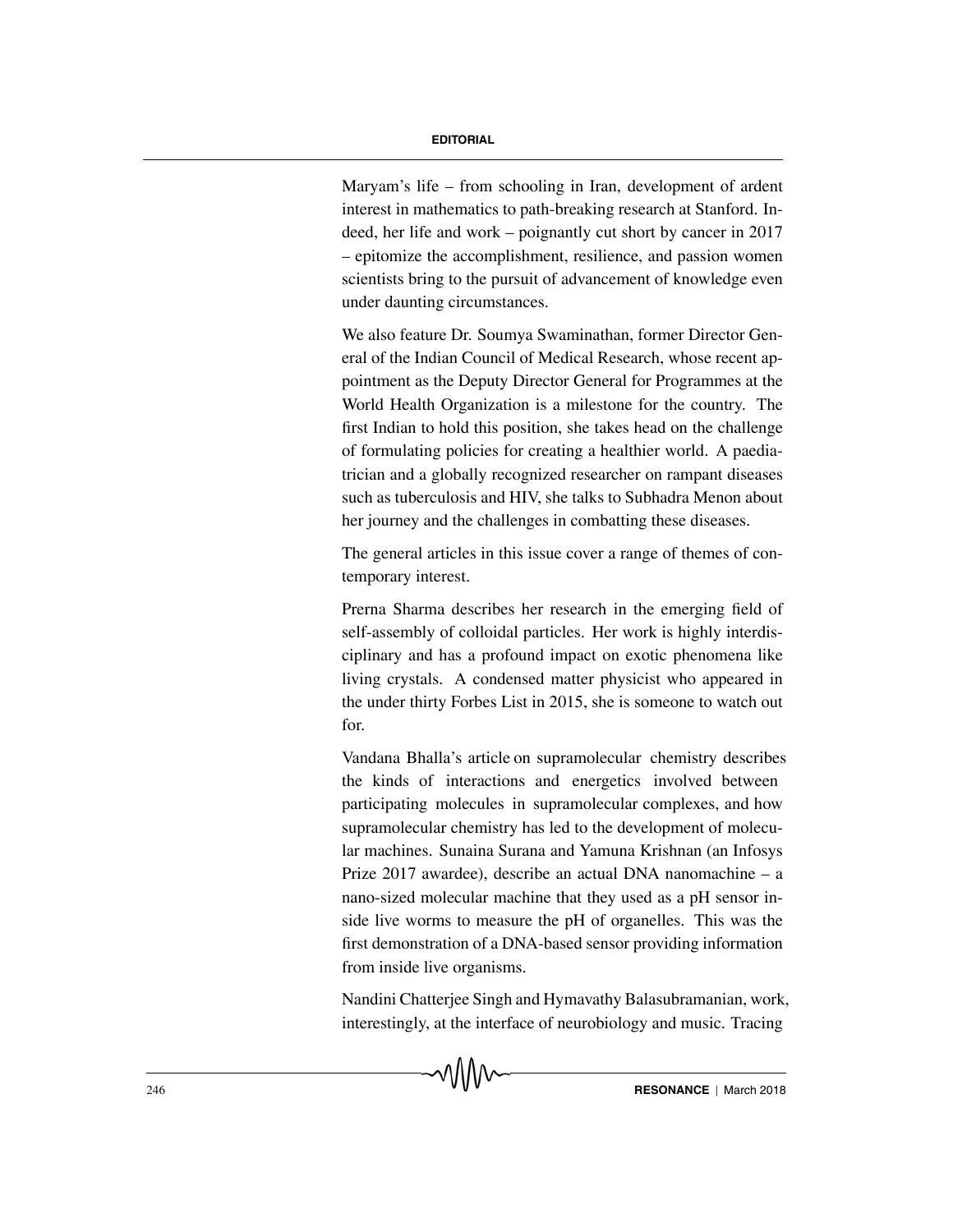Maryam's life – from schooling in Iran, development of ardent interest in mathematics to path-breaking research at Stanford. Indeed, her life and work – poignantly cut short by cancer in 2017 – epitomize the accomplishment, resilience, and passion women scientists bring to the pursuit of advancement of knowledge even under daunting circumstances.

We also feature Dr. Soumya Swaminathan, former Director General of the Indian Council of Medical Research, whose recent appointment as the Deputy Director General for Programmes at the World Health Organization is a milestone for the country. The first Indian to hold this position, she takes head on the challenge of formulating policies for creating a healthier world. A paediatrician and a globally recognized researcher on rampant diseases such as tuberculosis and HIV, she talks to Subhadra Menon about her journey and the challenges in combatting these diseases.

The general articles in this issue cover a range of themes of contemporary interest.

Prerna Sharma describes her research in the emerging field of self-assembly of colloidal particles. Her work is highly interdisciplinary and has a profound impact on exotic phenomena like living crystals. A condensed matter physicist who appeared in the under thirty Forbes List in 2015, she is someone to watch out for.

Vandana Bhalla's article on supramolecular chemistry describes the kinds of interactions and energetics involved between participating molecules in supramolecular complexes, and how supramolecular chemistry has led to the development of molecular machines. Sunaina Surana and Yamuna Krishnan (an Infosys Prize 2017 awardee), describe an actual DNA nanomachine – a nano-sized molecular machine that they used as a pH sensor inside live worms to measure the pH of organelles. This was the first demonstration of a DNA-based sensor providing information from inside live organisms.

Nandini Chatterjee Singh and Hymavathy Balasubramanian, work, interestingly, at the interface of neurobiology and music. Tracing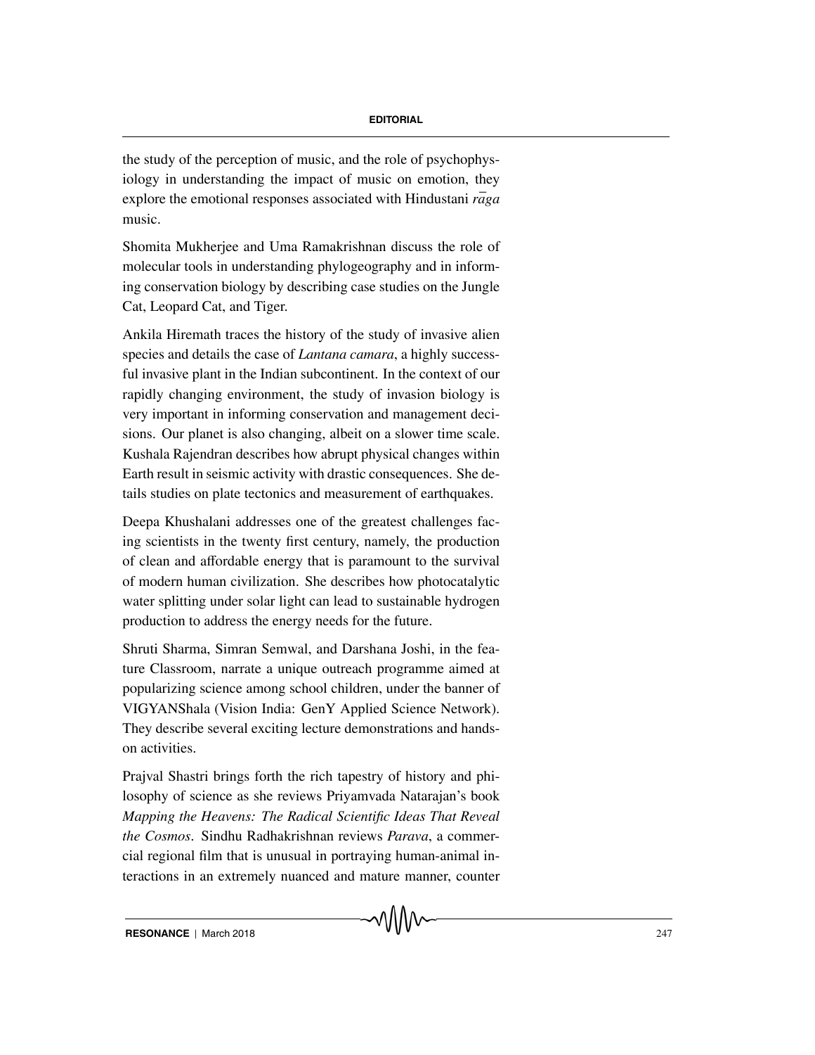the study of the perception of music, and the role of psychophysiology in understanding the impact of music on emotion, they explore the emotional responses associated with Hindustani *rāga* music.

Shomita Mukherjee and Uma Ramakrishnan discuss the role of molecular tools in understanding phylogeography and in informing conservation biology by describing case studies on the Jungle Cat, Leopard Cat, and Tiger.

Ankila Hiremath traces the history of the study of invasive alien species and details the case of *Lantana camara*, a highly successful invasive plant in the Indian subcontinent. In the context of our rapidly changing environment, the study of invasion biology is very important in informing conservation and management decisions. Our planet is also changing, albeit on a slower time scale. Kushala Rajendran describes how abrupt physical changes within Earth result in seismic activity with drastic consequences. She details studies on plate tectonics and measurement of earthquakes.

Deepa Khushalani addresses one of the greatest challenges facing scientists in the twenty first century, namely, the production of clean and affordable energy that is paramount to the survival of modern human civilization. She describes how photocatalytic water splitting under solar light can lead to sustainable hydrogen production to address the energy needs for the future.

Shruti Sharma, Simran Semwal, and Darshana Joshi, in the feature Classroom, narrate a unique outreach programme aimed at popularizing science among school children, under the banner of VIGYANShala (Vision India: GenY Applied Science Network). They describe several exciting lecture demonstrations and hands-on activities.

Prajval Shastri brings forth the rich tapestry of history and philosophy of science as she reviews Priyamvada Natarajan's book *Mapping the Heavens: The Radical Scientific Ideas That Reveal the Cosmos*. Sindhu Radhakrishnan reviews *Parava*, a commercial regional film that is unusual in portraying human-animal interactions in an extremely nuanced and mature manner, counter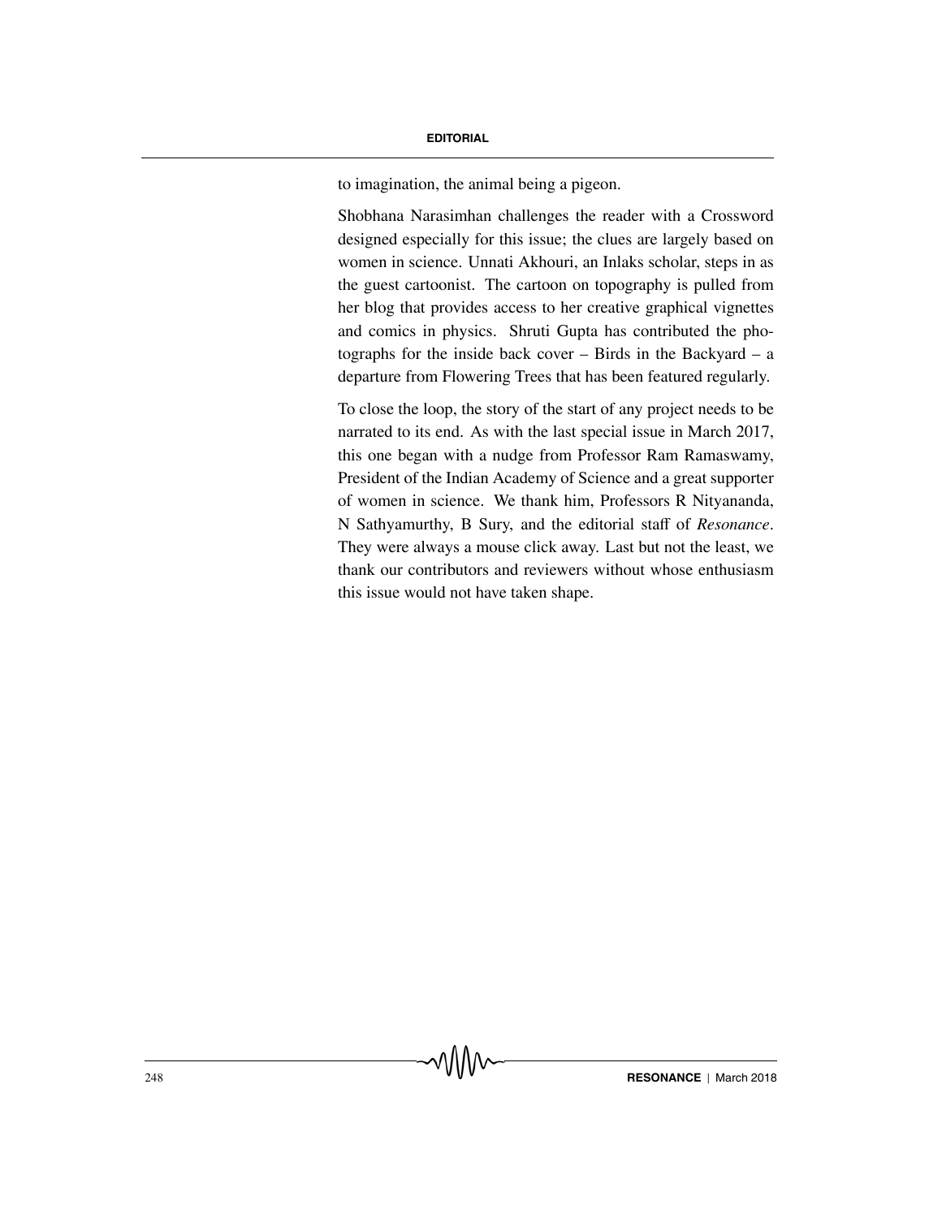to imagination, the animal being a pigeon.

Shobhana Narasimhan challenges the reader with a Crossword designed especially for this issue; the clues are largely based on women in science. Unnati Akhouri, an Inlaks scholar, steps in as the guest cartoonist. The cartoon on topography is pulled from her blog that provides access to her creative graphical vignettes and comics in physics. Shruti Gupta has contributed the photographs for the inside back cover – Birds in the Backyard – a departure from Flowering Trees that has been featured regularly.

To close the loop, the story of the start of any project needs to be narrated to its end. As with the last special issue in March 2017, this one began with a nudge from Professor Ram Ramaswamy, President of the Indian Academy of Science and a great supporter of women in science. We thank him, Professors R Nityananda, N Sathyamurthy, B Sury, and the editorial staff of *Resonance*. They were always a mouse click away. Last but not the least, we thank our contributors and reviewers without whose enthusiasm this issue would not have taken shape.